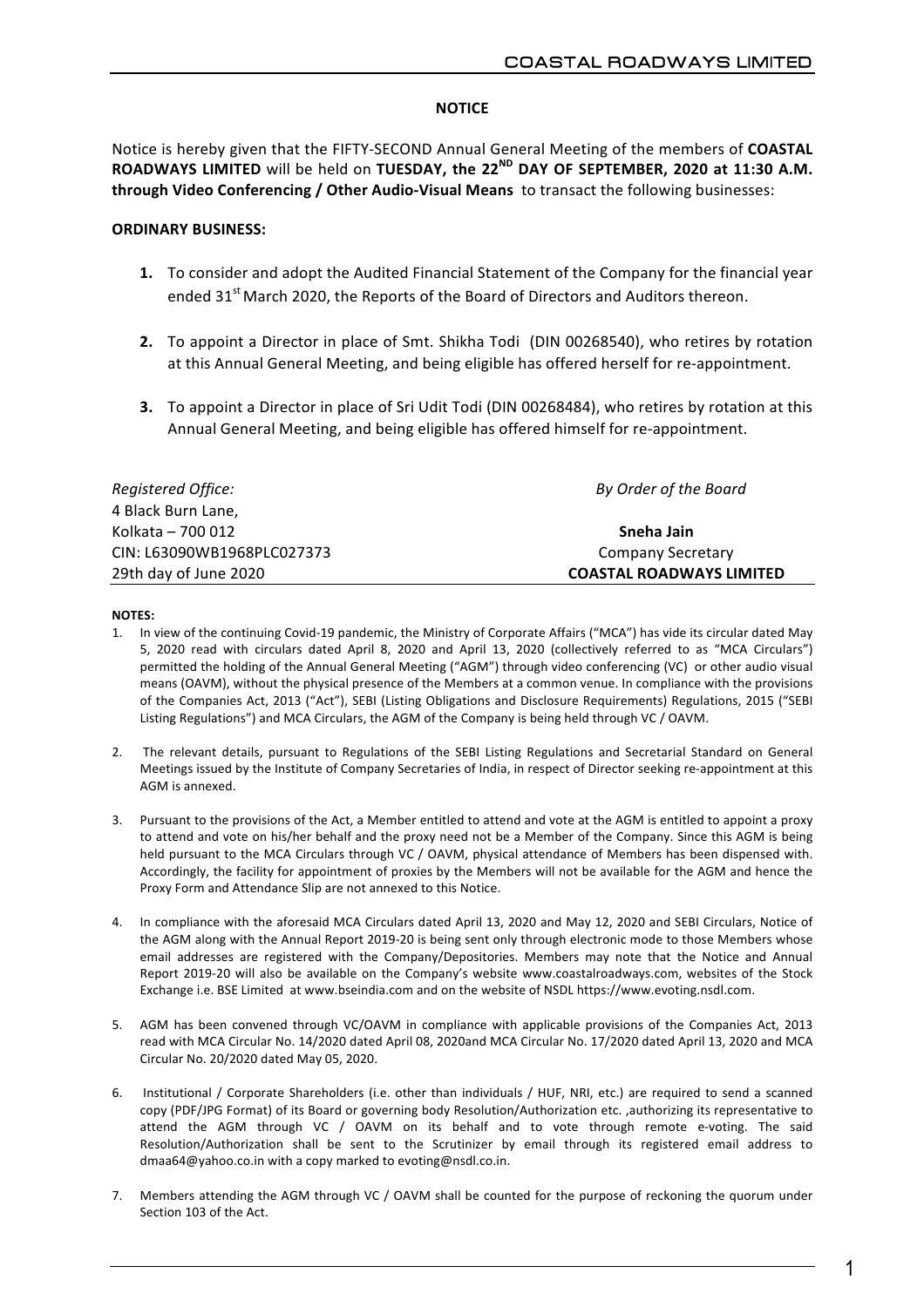# NOTICE

Notice is hereby given that the FIFTY-SECOND Annual General Meeting of the members of **COASTAL ROADWAYS LIMITED** will be held on **TUESDAY, the 22ND DAY OF SEPTEMBER, 2020 at 11:30 A.M. through Video Conferencing / Other Audio-Visual Means** to transact the following businesses:

## ORDINARY BUSINESS:

1. To consider and adopt the Audited Financial Statement of the Company for the financial year ended 31st March 2020, the Reports of the Board of Directors and Auditors thereon.

2. To appoint a Director in place of Smt. Shikha Todi (DIN 00268540), who retires by rotation at this Annual General Meeting, and being eligible has offered herself for re-appointment.

3. To appoint a Director in place of Sri Udit Todi (DIN 00268484), who retires by rotation at this Annual General Meeting, and being eligible has offered himself for re-appointment.

*Registered Office:*
4 Black Burn Lane,
Kolkata – 700 012
CIN: L63090WB1968PLC027373
29th day of June 2020

*By Order of the Board*

**Sneha Jain**
Company Secretary
**COASTAL ROADWAYS LIMITED**

**NOTES:**

1. In view of the continuing Covid-19 pandemic, the Ministry of Corporate Affairs ("MCA") has vide its circular dated May 5, 2020 read with circulars dated April 8, 2020 and April 13, 2020 (collectively referred to as "MCA Circulars") permitted the holding of the Annual General Meeting ("AGM") through video conferencing (VC) or other audio visual means (OAVM), without the physical presence of the Members at a common venue. In compliance with the provisions of the Companies Act, 2013 ("Act"), SEBI (Listing Obligations and Disclosure Requirements) Regulations, 2015 ("SEBI Listing Regulations") and MCA Circulars, the AGM of the Company is being held through VC / OAVM.

2. The relevant details, pursuant to Regulations of the SEBI Listing Regulations and Secretarial Standard on General Meetings issued by the Institute of Company Secretaries of India, in respect of Director seeking re-appointment at this AGM is annexed.

3. Pursuant to the provisions of the Act, a Member entitled to attend and vote at the AGM is entitled to appoint a proxy to attend and vote on his/her behalf and the proxy need not be a Member of the Company. Since this AGM is being held pursuant to the MCA Circulars through VC / OAVM, physical attendance of Members has been dispensed with. Accordingly, the facility for appointment of proxies by the Members will not be available for the AGM and hence the Proxy Form and Attendance Slip are not annexed to this Notice.

4. In compliance with the aforesaid MCA Circulars dated April 13, 2020 and May 12, 2020 and SEBI Circulars, Notice of the AGM along with the Annual Report 2019-20 is being sent only through electronic mode to those Members whose email addresses are registered with the Company/Depositories. Members may note that the Notice and Annual Report 2019-20 will also be available on the Company's website www.coastalroadways.com, websites of the Stock Exchange i.e. BSE Limited at www.bseindia.com and on the website of NSDL https://www.evoting.nsdl.com.

5. AGM has been convened through VC/OAVM in compliance with applicable provisions of the Companies Act, 2013 read with MCA Circular No. 14/2020 dated April 08, 2020and MCA Circular No. 17/2020 dated April 13, 2020 and MCA Circular No. 20/2020 dated May 05, 2020.

6. Institutional / Corporate Shareholders (i.e. other than individuals / HUF, NRI, etc.) are required to send a scanned copy (PDF/JPG Format) of its Board or governing body Resolution/Authorization etc. ,authorizing its representative to attend the AGM through VC / OAVM on its behalf and to vote through remote e-voting. The said Resolution/Authorization shall be sent to the Scrutinizer by email through its registered email address to dmaa64@yahoo.co.in with a copy marked to evoting@nsdl.co.in.

7. Members attending the AGM through VC / OAVM shall be counted for the purpose of reckoning the quorum under Section 103 of the Act.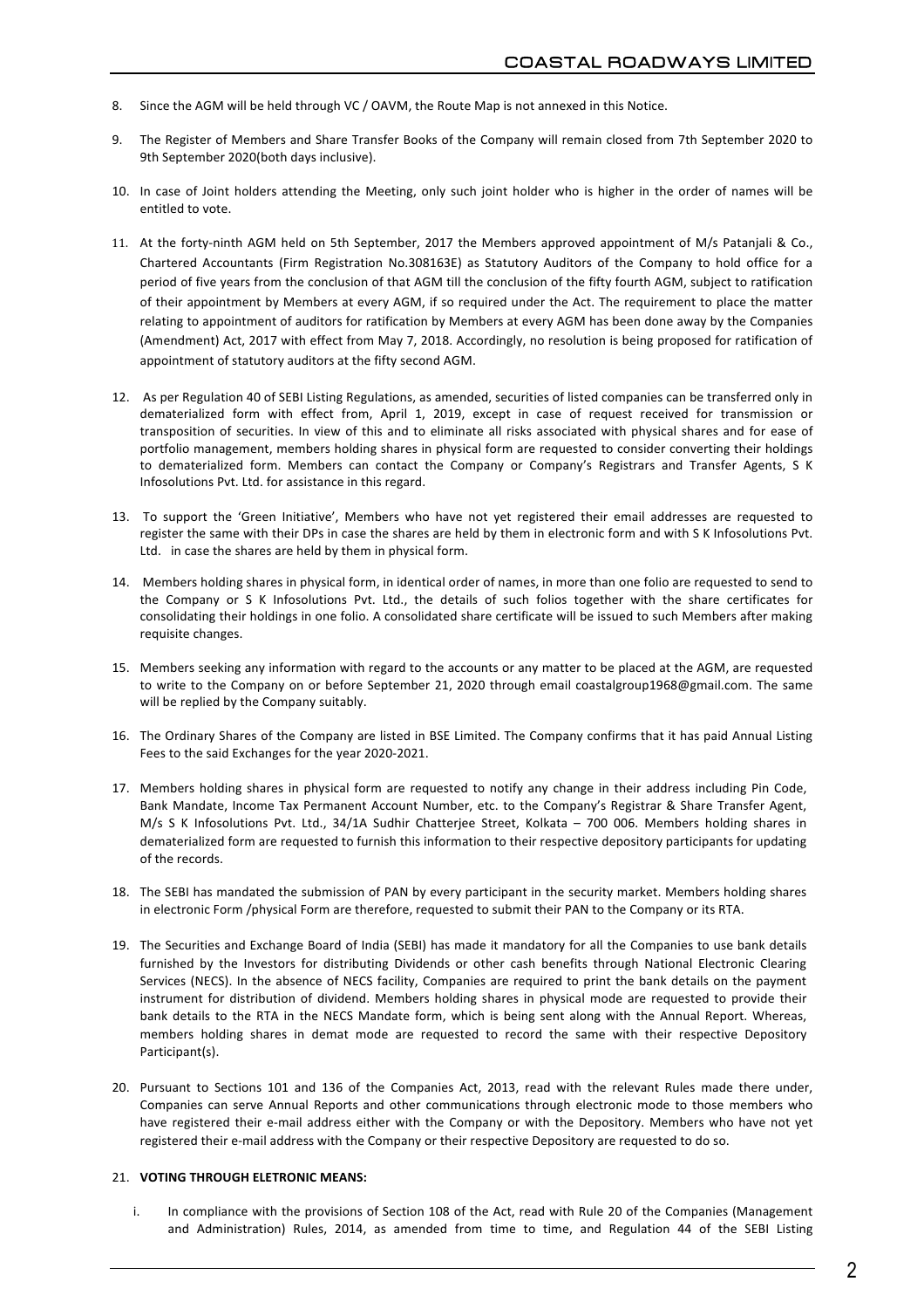8. Since the AGM will be held through VC / OAVM, the Route Map is not annexed in this Notice.

9. The Register of Members and Share Transfer Books of the Company will remain closed from 7th September 2020 to 9th September 2020(both days inclusive).

10. In case of Joint holders attending the Meeting, only such joint holder who is higher in the order of names will be entitled to vote.

11. At the forty-ninth AGM held on 5th September, 2017 the Members approved appointment of M/s Patanjali & Co., Chartered Accountants (Firm Registration No.308163E) as Statutory Auditors of the Company to hold office for a period of five years from the conclusion of that AGM till the conclusion of the fifty fourth AGM, subject to ratification of their appointment by Members at every AGM, if so required under the Act. The requirement to place the matter relating to appointment of auditors for ratification by Members at every AGM has been done away by the Companies (Amendment) Act, 2017 with effect from May 7, 2018. Accordingly, no resolution is being proposed for ratification of appointment of statutory auditors at the fifty second AGM.

12. As per Regulation 40 of SEBI Listing Regulations, as amended, securities of listed companies can be transferred only in dematerialized form with effect from, April 1, 2019, except in case of request received for transmission or transposition of securities. In view of this and to eliminate all risks associated with physical shares and for ease of portfolio management, members holding shares in physical form are requested to consider converting their holdings to dematerialized form. Members can contact the Company or Company's Registrars and Transfer Agents, S K Infosolutions Pvt. Ltd. for assistance in this regard.

13. To support the 'Green Initiative', Members who have not yet registered their email addresses are requested to register the same with their DPs in case the shares are held by them in electronic form and with S K Infosolutions Pvt. Ltd. in case the shares are held by them in physical form.

14. Members holding shares in physical form, in identical order of names, in more than one folio are requested to send to the Company or S K Infosolutions Pvt. Ltd., the details of such folios together with the share certificates for consolidating their holdings in one folio. A consolidated share certificate will be issued to such Members after making requisite changes.

15. Members seeking any information with regard to the accounts or any matter to be placed at the AGM, are requested to write to the Company on or before September 21, 2020 through email coastalgroup1968@gmail.com. The same will be replied by the Company suitably.

16. The Ordinary Shares of the Company are listed in BSE Limited. The Company confirms that it has paid Annual Listing Fees to the said Exchanges for the year 2020-2021.

17. Members holding shares in physical form are requested to notify any change in their address including Pin Code, Bank Mandate, Income Tax Permanent Account Number, etc. to the Company's Registrar & Share Transfer Agent, M/s S K Infosolutions Pvt. Ltd., 34/1A Sudhir Chatterjee Street, Kolkata – 700 006. Members holding shares in dematerialized form are requested to furnish this information to their respective depository participants for updating of the records.

18. The SEBI has mandated the submission of PAN by every participant in the security market. Members holding shares in electronic Form /physical Form are therefore, requested to submit their PAN to the Company or its RTA.

19. The Securities and Exchange Board of India (SEBI) has made it mandatory for all the Companies to use bank details furnished by the Investors for distributing Dividends or other cash benefits through National Electronic Clearing Services (NECS). In the absence of NECS facility, Companies are required to print the bank details on the payment instrument for distribution of dividend. Members holding shares in physical mode are requested to provide their bank details to the RTA in the NECS Mandate form, which is being sent along with the Annual Report. Whereas, members holding shares in demat mode are requested to record the same with their respective Depository Participant(s).

20. Pursuant to Sections 101 and 136 of the Companies Act, 2013, read with the relevant Rules made there under, Companies can serve Annual Reports and other communications through electronic mode to those members who have registered their e-mail address either with the Company or with the Depository. Members who have not yet registered their e-mail address with the Company or their respective Depository are requested to do so.

21. **VOTING THROUGH ELETRONIC MEANS:**

    i. In compliance with the provisions of Section 108 of the Act, read with Rule 20 of the Companies (Management and Administration) Rules, 2014, as amended from time to time, and Regulation 44 of the SEBI Listing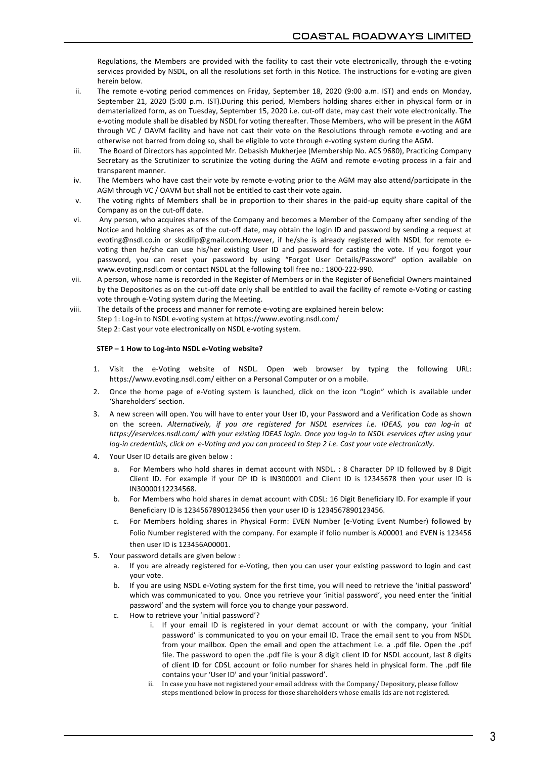Regulations, the Members are provided with the facility to cast their vote electronically, through the e-voting services provided by NSDL, on all the resolutions set forth in this Notice. The instructions for e-voting are given herein below.

ii. The remote e-voting period commences on Friday, September 18, 2020 (9:00 a.m. IST) and ends on Monday, September 21, 2020 (5:00 p.m. IST).During this period, Members holding shares either in physical form or in dematerialized form, as on Tuesday, September 15, 2020 i.e. cut-off date, may cast their vote electronically. The e-voting module shall be disabled by NSDL for voting thereafter. Those Members, who will be present in the AGM through VC / OAVM facility and have not cast their vote on the Resolutions through remote e-voting and are otherwise not barred from doing so, shall be eligible to vote through e-voting system during the AGM.

iii. The Board of Directors has appointed Mr. Debasish Mukherjee (Membership No. ACS 9680), Practicing Company Secretary as the Scrutinizer to scrutinize the voting during the AGM and remote e-voting process in a fair and transparent manner.

iv. The Members who have cast their vote by remote e-voting prior to the AGM may also attend/participate in the AGM through VC / OAVM but shall not be entitled to cast their vote again.

v. The voting rights of Members shall be in proportion to their shares in the paid-up equity share capital of the Company as on the cut-off date.

vi. Any person, who acquires shares of the Company and becomes a Member of the Company after sending of the Notice and holding shares as of the cut-off date, may obtain the login ID and password by sending a request at evoting@nsdl.co.in or skcdilip@gmail.com.However, if he/she is already registered with NSDL for remote e-voting then he/she can use his/her existing User ID and password for casting the vote. If you forgot your password, you can reset your password by using "Forgot User Details/Password" option available on www.evoting.nsdl.com or contact NSDL at the following toll free no.: 1800-222-990.

vii. A person, whose name is recorded in the Register of Members or in the Register of Beneficial Owners maintained by the Depositories as on the cut-off date only shall be entitled to avail the facility of remote e-Voting or casting vote through e-Voting system during the Meeting.

viii. The details of the process and manner for remote e-voting are explained herein below:
Step 1: Log-in to NSDL e-voting system at https://www.evoting.nsdl.com/
Step 2: Cast your vote electronically on NSDL e-voting system.

**STEP – 1 How to Log-into NSDL e-Voting website?**

1. Visit the e-Voting website of NSDL. Open web browser by typing the following URL: https://www.evoting.nsdl.com/ either on a Personal Computer or on a mobile.
2. Once the home page of e-Voting system is launched, click on the icon "Login" which is available under 'Shareholders' section.
3. A new screen will open. You will have to enter your User ID, your Password and a Verification Code as shown on the screen. *Alternatively, if you are registered for NSDL eservices i.e. IDEAS, you can log-in at https://eservices.nsdl.com/ with your existing IDEAS login. Once you log-in to NSDL eservices after using your log-in credentials, click on e-Voting and you can proceed to Step 2 i.e. Cast your vote electronically.*
4. Your User ID details are given below :
   a. For Members who hold shares in demat account with NSDL. : 8 Character DP ID followed by 8 Digit Client ID. For example if your DP ID is IN300001 and Client ID is 12345678 then your user ID is IN30000112234568.
   b. For Members who hold shares in demat account with CDSL: 16 Digit Beneficiary ID. For example if your Beneficiary ID is 1234567890123456 then your user ID is 1234567890123456.
   c. For Members holding shares in Physical Form: EVEN Number (e-Voting Event Number) followed by Folio Number registered with the company. For example if folio number is A00001 and EVEN is 123456 then user ID is 123456A00001.
5. Your password details are given below :
   a. If you are already registered for e-Voting, then you can user your existing password to login and cast your vote.
   b. If you are using NSDL e-Voting system for the first time, you will need to retrieve the 'initial password' which was communicated to you. Once you retrieve your 'initial password', you need enter the 'initial password' and the system will force you to change your password.
   c. How to retrieve your 'initial password'?
      i. If your email ID is registered in your demat account or with the company, your 'initial password' is communicated to you on your email ID. Trace the email sent to you from NSDL from your mailbox. Open the email and open the attachment i.e. a .pdf file. Open the .pdf file. The password to open the .pdf file is your 8 digit client ID for NSDL account, last 8 digits of client ID for CDSL account or folio number for shares held in physical form. The .pdf file contains your 'User ID' and your 'initial password'.
      ii. In case you have not registered your email address with the Company/ Depository, please follow steps mentioned below in process for those shareholders whose emails ids are not registered.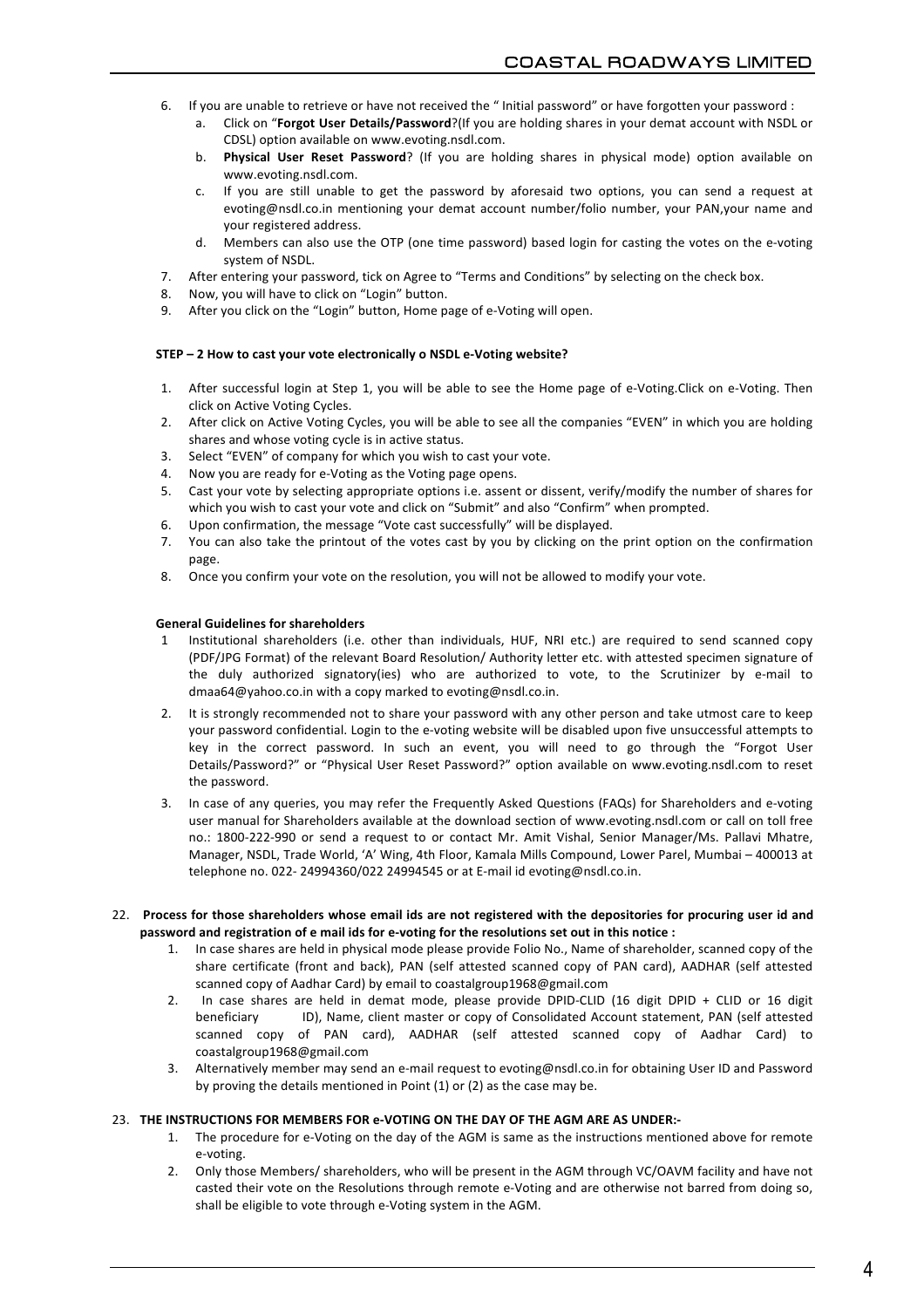6. If you are unable to retrieve or have not received the " Initial password" or have forgotten your password :
    a. Click on "**Forgot User Details/Password**?(If you are holding shares in your demat account with NSDL or CDSL) option available on www.evoting.nsdl.com.
    b. **Physical User Reset Password**? (If you are holding shares in physical mode) option available on www.evoting.nsdl.com.
    c. If you are still unable to get the password by aforesaid two options, you can send a request at evoting@nsdl.co.in mentioning your demat account number/folio number, your PAN,your name and your registered address.
    d. Members can also use the OTP (one time password) based login for casting the votes on the e-voting system of NSDL.
7. After entering your password, tick on Agree to "Terms and Conditions" by selecting on the check box.
8. Now, you will have to click on "Login" button.
9. After you click on the "Login" button, Home page of e-Voting will open.

**STEP – 2 How to cast your vote electronically o NSDL e-Voting website?**

1. After successful login at Step 1, you will be able to see the Home page of e-Voting.Click on e-Voting. Then click on Active Voting Cycles.
2. After click on Active Voting Cycles, you will be able to see all the companies "EVEN" in which you are holding shares and whose voting cycle is in active status.
3. Select "EVEN" of company for which you wish to cast your vote.
4. Now you are ready for e-Voting as the Voting page opens.
5. Cast your vote by selecting appropriate options i.e. assent or dissent, verify/modify the number of shares for which you wish to cast your vote and click on "Submit" and also "Confirm" when prompted.
6. Upon confirmation, the message "Vote cast successfully" will be displayed.
7. You can also take the printout of the votes cast by you by clicking on the print option on the confirmation page.
8. Once you confirm your vote on the resolution, you will not be allowed to modify your vote.

**General Guidelines for shareholders**

1. Institutional shareholders (i.e. other than individuals, HUF, NRI etc.) are required to send scanned copy (PDF/JPG Format) of the relevant Board Resolution/ Authority letter etc. with attested specimen signature of the duly authorized signatory(ies) who are authorized to vote, to the Scrutinizer by e-mail to dmaa64@yahoo.co.in with a copy marked to evoting@nsdl.co.in.
2. It is strongly recommended not to share your password with any other person and take utmost care to keep your password confidential. Login to the e-voting website will be disabled upon five unsuccessful attempts to key in the correct password. In such an event, you will need to go through the "Forgot User Details/Password?" or "Physical User Reset Password?" option available on www.evoting.nsdl.com to reset the password.
3. In case of any queries, you may refer the Frequently Asked Questions (FAQs) for Shareholders and e-voting user manual for Shareholders available at the download section of www.evoting.nsdl.com or call on toll free no.: 1800-222-990 or send a request to or contact Mr. Amit Vishal, Senior Manager/Ms. Pallavi Mhatre, Manager, NSDL, Trade World, 'A' Wing, 4th Floor, Kamala Mills Compound, Lower Parel, Mumbai – 400013 at telephone no. 022- 24994360/022 24994545 or at E-mail id evoting@nsdl.co.in.

22. **Process for those shareholders whose email ids are not registered with the depositories for procuring user id and password and registration of e mail ids for e-voting for the resolutions set out in this notice :**
    1. In case shares are held in physical mode please provide Folio No., Name of shareholder, scanned copy of the share certificate (front and back), PAN (self attested scanned copy of PAN card), AADHAR (self attested scanned copy of Aadhar Card) by email to coastalgroup1968@gmail.com
    2. In case shares are held in demat mode, please provide DPID-CLID (16 digit DPID + CLID or 16 digit beneficiary ID), Name, client master or copy of Consolidated Account statement, PAN (self attested scanned copy of PAN card), AADHAR (self attested scanned copy of Aadhar Card) to coastalgroup1968@gmail.com
    3. Alternatively member may send an e-mail request to evoting@nsdl.co.in for obtaining User ID and Password by proving the details mentioned in Point (1) or (2) as the case may be.

23. **THE INSTRUCTIONS FOR MEMBERS FOR e-VOTING ON THE DAY OF THE AGM ARE AS UNDER:-**
    1. The procedure for e-Voting on the day of the AGM is same as the instructions mentioned above for remote e-voting.
    2. Only those Members/ shareholders, who will be present in the AGM through VC/OAVM facility and have not casted their vote on the Resolutions through remote e-Voting and are otherwise not barred from doing so, shall be eligible to vote through e-Voting system in the AGM.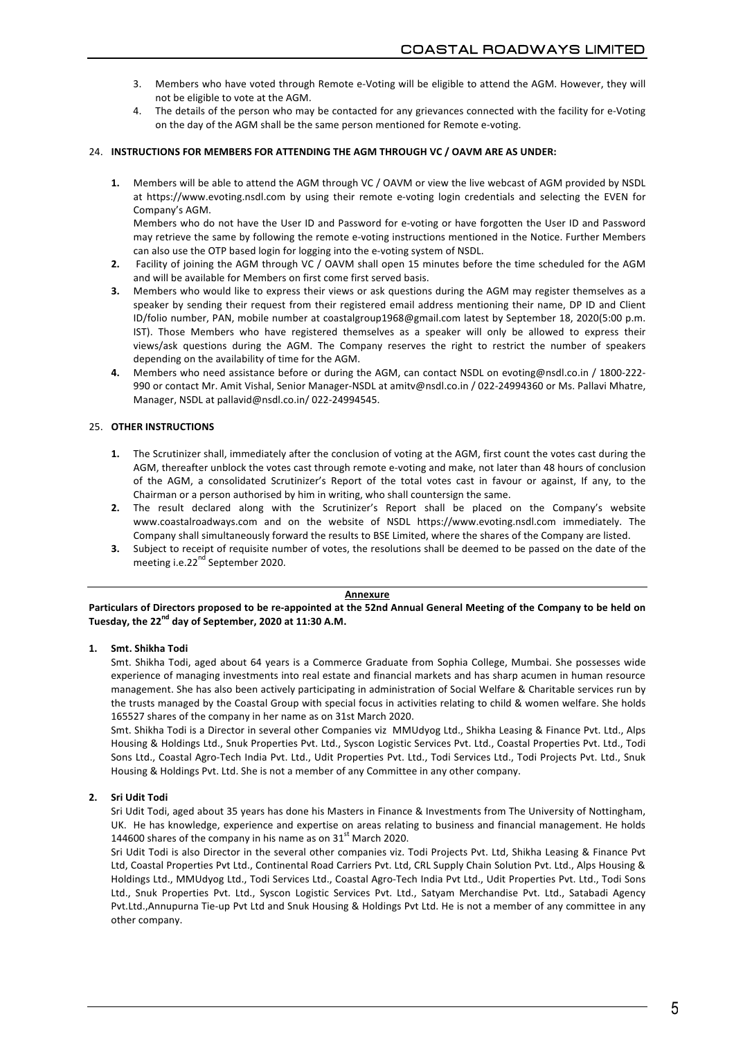3. Members who have voted through Remote e-Voting will be eligible to attend the AGM. However, they will not be eligible to vote at the AGM.
4. The details of the person who may be contacted for any grievances connected with the facility for e-Voting on the day of the AGM shall be the same person mentioned for Remote e-voting.

24. **INSTRUCTIONS FOR MEMBERS FOR ATTENDING THE AGM THROUGH VC / OAVM ARE AS UNDER:**

    **1.** Members will be able to attend the AGM through VC / OAVM or view the live webcast of AGM provided by NSDL at https://www.evoting.nsdl.com by using their remote e-voting login credentials and selecting the EVEN for Company's AGM.
    Members who do not have the User ID and Password for e-voting or have forgotten the User ID and Password may retrieve the same by following the remote e-voting instructions mentioned in the Notice. Further Members can also use the OTP based login for logging into the e-voting system of NSDL.

    **2.** Facility of joining the AGM through VC / OAVM shall open 15 minutes before the time scheduled for the AGM and will be available for Members on first come first served basis.

    **3.** Members who would like to express their views or ask questions during the AGM may register themselves as a speaker by sending their request from their registered email address mentioning their name, DP ID and Client ID/folio number, PAN, mobile number at coastalgroup1968@gmail.com latest by September 18, 2020(5:00 p.m. IST). Those Members who have registered themselves as a speaker will only be allowed to express their views/ask questions during the AGM. The Company reserves the right to restrict the number of speakers depending on the availability of time for the AGM.

    **4.** Members who need assistance before or during the AGM, can contact NSDL on evoting@nsdl.co.in / 1800-222-990 or contact Mr. Amit Vishal, Senior Manager-NSDL at amitv@nsdl.co.in / 022-24994360 or Ms. Pallavi Mhatre, Manager, NSDL at pallavid@nsdl.co.in/ 022-24994545.

25. **OTHER INSTRUCTIONS**

    **1.** The Scrutinizer shall, immediately after the conclusion of voting at the AGM, first count the votes cast during the AGM, thereafter unblock the votes cast through remote e-voting and make, not later than 48 hours of conclusion of the AGM, a consolidated Scrutinizer's Report of the total votes cast in favour or against, If any, to the Chairman or a person authorised by him in writing, who shall countersign the same.

    **2.** The result declared along with the Scrutinizer's Report shall be placed on the Company's website www.coastalroadways.com and on the website of NSDL https://www.evoting.nsdl.com immediately. The Company shall simultaneously forward the results to BSE Limited, where the shares of the Company are listed.

    **3.** Subject to receipt of requisite number of votes, the resolutions shall be deemed to be passed on the date of the meeting i.e.22nd September 2020.

---

## Annexure

**Particulars of Directors proposed to be re-appointed at the 52nd Annual General Meeting of the Company to be held on Tuesday, the 22nd day of September, 2020 at 11:30 A.M.**

**1. Smt. Shikha Todi**

Smt. Shikha Todi, aged about 64 years is a Commerce Graduate from Sophia College, Mumbai. She possesses wide experience of managing investments into real estate and financial markets and has sharp acumen in human resource management. She has also been actively participating in administration of Social Welfare & Charitable services run by the trusts managed by the Coastal Group with special focus in activities relating to child & women welfare. She holds 165527 shares of the company in her name as on 31st March 2020.

Smt. Shikha Todi is a Director in several other Companies viz MMUdyog Ltd., Shikha Leasing & Finance Pvt. Ltd., Alps Housing & Holdings Ltd., Snuk Properties Pvt. Ltd., Syscon Logistic Services Pvt. Ltd., Coastal Properties Pvt. Ltd., Todi Sons Ltd., Coastal Agro-Tech India Pvt. Ltd., Udit Properties Pvt. Ltd., Todi Services Ltd., Todi Projects Pvt. Ltd., Snuk Housing & Holdings Pvt. Ltd. She is not a member of any Committee in any other company.

**2. Sri Udit Todi**

Sri Udit Todi, aged about 35 years has done his Masters in Finance & Investments from The University of Nottingham, UK. He has knowledge, experience and expertise on areas relating to business and financial management. He holds 144600 shares of the company in his name as on 31st March 2020.

Sri Udit Todi is also Director in the several other companies viz. Todi Projects Pvt. Ltd, Shikha Leasing & Finance Pvt Ltd, Coastal Properties Pvt Ltd., Continental Road Carriers Pvt. Ltd, CRL Supply Chain Solution Pvt. Ltd., Alps Housing & Holdings Ltd., MMUdyog Ltd., Todi Services Ltd., Coastal Agro-Tech India Pvt Ltd., Udit Properties Pvt. Ltd., Todi Sons Ltd., Snuk Properties Pvt. Ltd., Syscon Logistic Services Pvt. Ltd., Satyam Merchandise Pvt. Ltd., Satabadi Agency Pvt.Ltd.,Annupurna Tie-up Pvt Ltd and Snuk Housing & Holdings Pvt Ltd. He is not a member of any committee in any other company.